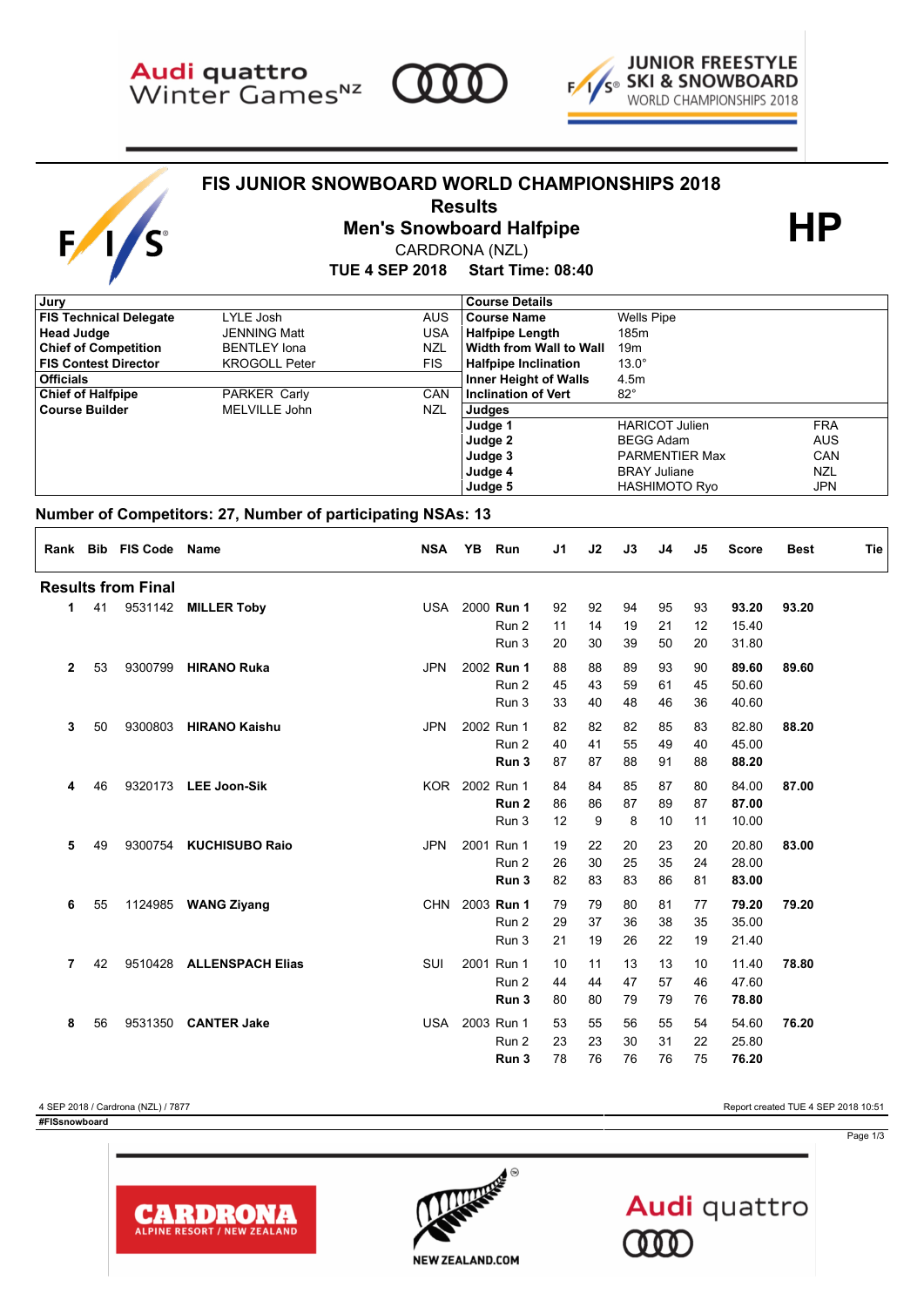# FIS JUNIOR SNOWBOARD WORLD CHAMPIONSHIPS 2018

## Results

## Men's Snowboard Halfpipe

CARDRONA (NZL)

**TUE 4 SEP 2018 Start Time: 08:40**

**HP**

| Jury | | | Course Details | | |
|---|---|---|---|---|---|
| **FIS Technical Delegate** | LYLE Josh | AUS | **Course Name** | Wells Pipe | |
| **Head Judge** | JENNING Matt | USA | **Halfpipe Length** | 185m | |
| **Chief of Competition** | BENTLEY Iona | NZL | **Width from Wall to Wall** | 19m | |
| **FIS Contest Director** | KROGOLL Peter | FIS | **Halfpipe Inclination** | 13.0° | |
| **Officials** | | | **Inner Height of Walls** | 4.5m | |
| **Chief of Halfpipe** | PARKER Carly | CAN | **Inclination of Vert** | 82° | |
| **Course Builder** | MELVILLE John | NZL | **Judges** | | |
| | | | **Judge 1** | HARICOT Julien | FRA |
| | | | **Judge 2** | BEGG Adam | AUS |
| | | | **Judge 3** | PARMENTIER Max | CAN |
| | | | **Judge 4** | BRAY Juliane | NZL |
| | | | **Judge 5** | HASHIMOTO Ryo | JPN |

**Number of Competitors: 27, Number of participating NSAs: 13**

| Rank | Bib | FIS Code | Name | NSA | YB | Run | J1 | J2 | J3 | J4 | J5 | Score | Best | Tie |
|---|---|---|---|---|---|---|---|---|---|---|---|---|---|---|
| **Results from Final** | | | | | | | | | | | | | | |
| 1 | 41 | 9531142 | **MILLER Toby** | USA | 2000 | **Run 1** | 92 | 92 | 94 | 95 | 93 | **93.20** | **93.20** | |
| | | | | | | Run 2 | 11 | 14 | 19 | 21 | 12 | 15.40 | | |
| | | | | | | Run 3 | 20 | 30 | 39 | 50 | 20 | 31.80 | | |
| 2 | 53 | 9300799 | **HIRANO Ruka** | JPN | 2002 | **Run 1** | 88 | 88 | 89 | 93 | 90 | **89.60** | **89.60** | |
| | | | | | | Run 2 | 45 | 43 | 59 | 61 | 45 | 50.60 | | |
| | | | | | | Run 3 | 33 | 40 | 48 | 46 | 36 | 40.60 | | |
| 3 | 50 | 9300803 | **HIRANO Kaishu** | JPN | 2002 | Run 1 | 82 | 82 | 82 | 85 | 83 | 82.80 | **88.20** | |
| | | | | | | Run 2 | 40 | 41 | 55 | 49 | 40 | 45.00 | | |
| | | | | | | **Run 3** | 87 | 87 | 88 | 91 | 88 | **88.20** | | |
| 4 | 46 | 9320173 | **LEE Joon-Sik** | KOR | 2002 | Run 1 | 84 | 84 | 85 | 87 | 80 | 84.00 | **87.00** | |
| | | | | | | **Run 2** | 86 | 86 | 87 | 89 | 87 | **87.00** | | |
| | | | | | | Run 3 | 12 | 9 | 8 | 10 | 11 | 10.00 | | |
| 5 | 49 | 9300754 | **KUCHISUBO Raio** | JPN | 2001 | Run 1 | 19 | 22 | 20 | 23 | 20 | 20.80 | **83.00** | |
| | | | | | | Run 2 | 26 | 30 | 25 | 35 | 24 | 28.00 | | |
| | | | | | | **Run 3** | 82 | 83 | 83 | 86 | 81 | **83.00** | | |
| 6 | 55 | 1124985 | **WANG Ziyang** | CHN | 2003 | **Run 1** | 79 | 79 | 80 | 81 | 77 | **79.20** | **79.20** | |
| | | | | | | Run 2 | 29 | 37 | 36 | 38 | 35 | 35.00 | | |
| | | | | | | Run 3 | 21 | 19 | 26 | 22 | 19 | 21.40 | | |
| 7 | 42 | 9510428 | **ALLENSPACH Elias** | SUI | 2001 | Run 1 | 10 | 11 | 13 | 13 | 10 | 11.40 | **78.80** | |
| | | | | | | Run 2 | 44 | 44 | 47 | 57 | 46 | 47.60 | | |
| | | | | | | **Run 3** | 80 | 80 | 79 | 79 | 76 | **78.80** | | |
| 8 | 56 | 9531350 | **CANTER Jake** | USA | 2003 | Run 1 | 53 | 55 | 56 | 55 | 54 | 54.60 | **76.20** | |
| | | | | | | Run 2 | 23 | 23 | 30 | 31 | 22 | 25.80 | | |
| | | | | | | **Run 3** | 78 | 76 | 76 | 76 | 75 | **76.20** | | |

4 SEP 2018 / Cardrona (NZL) / 7877

Report created TUE 4 SEP 2018 10:51

#FISsnowboard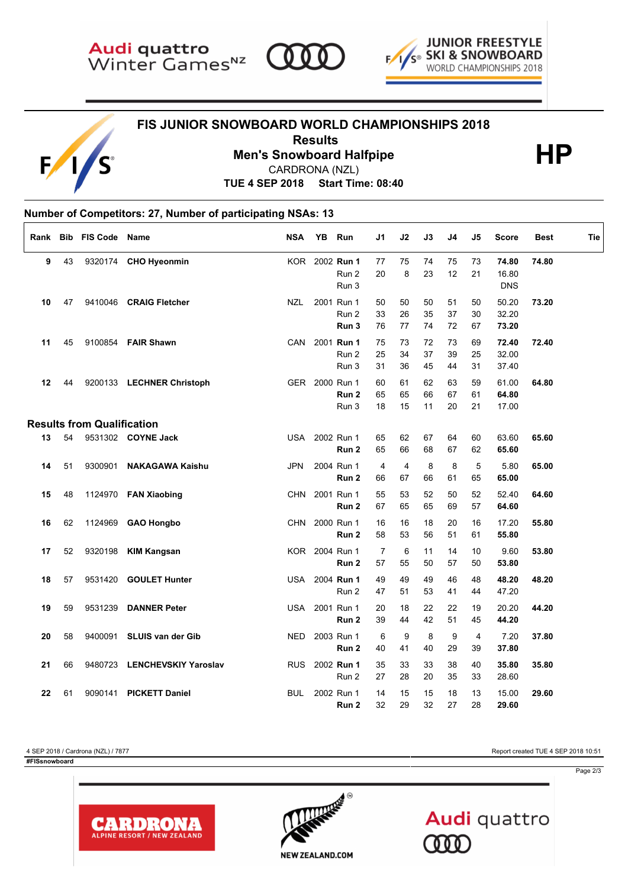# FIS JUNIOR SNOWBOARD WORLD CHAMPIONSHIPS 2018

## Results

## Men's Snowboard Halfpipe

CARDRONA (NZL)

**TUE 4 SEP 2018 Start Time: 08:40**

**HP**

**Number of Competitors: 27, Number of participating NSAs: 13**

| Rank | Bib | FIS Code | Name | NSA | YB | Run | J1 | J2 | J3 | J4 | J5 | Score | Best | Tie |
|---|---|---|---|---|---|---|---|---|---|---|---|---|---|---|
| **9** | 43 | 9320174 | **CHO Hyeonmin** | KOR | 2002 | **Run 1** | 77 | 75 | 74 | 75 | 73 | **74.80** | **74.80** | |
| | | | | | | Run 2 | 20 | 8 | 23 | 12 | 21 | 16.80 | | |
| | | | | | | Run 3 | | | | | | DNS | | |
| **10** | 47 | 9410046 | **CRAIG Fletcher** | NZL | 2001 | Run 1 | 50 | 50 | 50 | 51 | 50 | 50.20 | **73.20** | |
| | | | | | | Run 2 | 33 | 26 | 35 | 37 | 30 | 32.20 | | |
| | | | | | | **Run 3** | 76 | 77 | 74 | 72 | 67 | **73.20** | | |
| **11** | 45 | 9100854 | **FAIR Shawn** | CAN | 2001 | **Run 1** | 75 | 73 | 72 | 73 | 69 | **72.40** | **72.40** | |
| | | | | | | Run 2 | 25 | 34 | 37 | 39 | 25 | 32.00 | | |
| | | | | | | Run 3 | 31 | 36 | 45 | 44 | 31 | 37.40 | | |
| **12** | 44 | 9200133 | **LECHNER Christoph** | GER | 2000 | Run 1 | 60 | 61 | 62 | 63 | 59 | 61.00 | **64.80** | |
| | | | | | | **Run 2** | 65 | 65 | 66 | 67 | 61 | **64.80** | | |
| | | | | | | Run 3 | 18 | 15 | 11 | 20 | 21 | 17.00 | | |
| **Results from Qualification** | | | | | | | | | | | | | | |
| **13** | 54 | 9531302 | **COYNE Jack** | USA | 2002 | Run 1 | 65 | 62 | 67 | 64 | 60 | 63.60 | **65.60** | |
| | | | | | | **Run 2** | 65 | 66 | 68 | 67 | 62 | **65.60** | | |
| **14** | 51 | 9300901 | **NAKAGAWA Kaishu** | JPN | 2004 | Run 1 | 4 | 4 | 8 | 8 | 5 | 5.80 | **65.00** | |
| | | | | | | **Run 2** | 66 | 67 | 66 | 61 | 65 | **65.00** | | |
| **15** | 48 | 1124970 | **FAN Xiaobing** | CHN | 2001 | Run 1 | 55 | 53 | 52 | 50 | 52 | 52.40 | **64.60** | |
| | | | | | | **Run 2** | 67 | 65 | 65 | 69 | 57 | **64.60** | | |
| **16** | 62 | 1124969 | **GAO Hongbo** | CHN | 2000 | Run 1 | 16 | 16 | 18 | 20 | 16 | 17.20 | **55.80** | |
| | | | | | | **Run 2** | 58 | 53 | 56 | 51 | 61 | **55.80** | | |
| **17** | 52 | 9320198 | **KIM Kangsan** | KOR | 2004 | Run 1 | 7 | 6 | 11 | 14 | 10 | 9.60 | **53.80** | |
| | | | | | | **Run 2** | 57 | 55 | 50 | 57 | 50 | **53.80** | | |
| **18** | 57 | 9531420 | **GOULET Hunter** | USA | 2004 | **Run 1** | 49 | 49 | 49 | 46 | 48 | **48.20** | **48.20** | |
| | | | | | | Run 2 | 47 | 51 | 53 | 41 | 44 | 47.20 | | |
| **19** | 59 | 9531239 | **DANNER Peter** | USA | 2001 | Run 1 | 20 | 18 | 22 | 22 | 19 | 20.20 | **44.20** | |
| | | | | | | **Run 2** | 39 | 44 | 42 | 51 | 45 | **44.20** | | |
| **20** | 58 | 9400091 | **SLUIS van der Gib** | NED | 2003 | Run 1 | 6 | 9 | 8 | 9 | 4 | 7.20 | **37.80** | |
| | | | | | | **Run 2** | 40 | 41 | 40 | 29 | 39 | **37.80** | | |
| **21** | 66 | 9480723 | **LENCHEVSKIY Yaroslav** | RUS | 2002 | **Run 1** | 35 | 33 | 33 | 38 | 40 | **35.80** | **35.80** | |
| | | | | | | Run 2 | 27 | 28 | 20 | 35 | 33 | 28.60 | | |
| **22** | 61 | 9090141 | **PICKETT Daniel** | BUL | 2002 | Run 1 | 14 | 15 | 15 | 18 | 13 | 15.00 | **29.60** | |
| | | | | | | **Run 2** | 32 | 29 | 32 | 27 | 28 | **29.60** | | |

4 SEP 2018 / Cardrona (NZL) / 7877

Report created TUE 4 SEP 2018 10:51

#FISsnowboard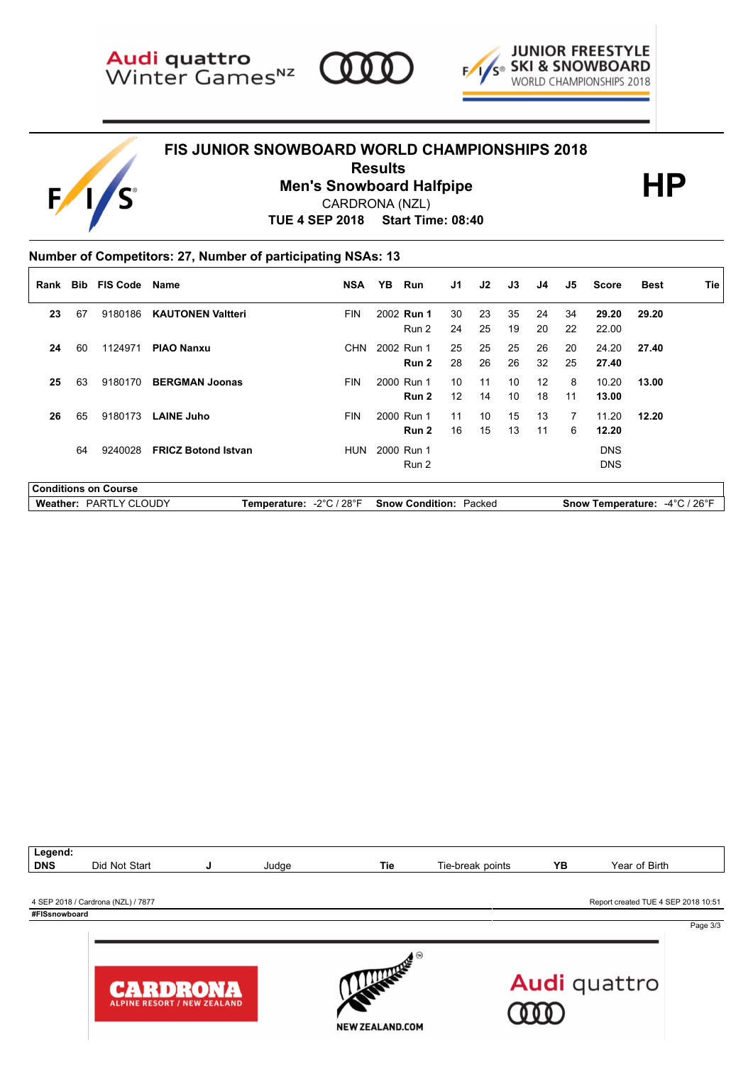Audi quattro Winter Games[NZ]

JUNIOR FREESTYLE SKI & SNOWBOARD WORLD CHAMPIONSHIPS 2018

# FIS JUNIOR SNOWBOARD WORLD CHAMPIONSHIPS 2018

## Results

## Men's Snowboard Halfpipe

CARDRONA (NZL)

**TUE 4 SEP 2018 Start Time: 08:40**

**HP**

**Number of Competitors: 27, Number of participating NSAs: 13**

| Rank | Bib | FIS Code | Name | NSA | YB | Run | J1 | J2 | J3 | J4 | J5 | Score | Best | Tie |
|---|---|---|---|---|---|---|---|---|---|---|---|---|---|---|
| **23** | 67 | 9180186 | **KAUTONEN Valtteri** | FIN | 2002 | **Run 1** | 30 | 23 | 35 | 24 | 34 | **29.20** | **29.20** | |
| | | | | | | Run 2 | 24 | 25 | 19 | 20 | 22 | 22.00 | | |
| **24** | 60 | 1124971 | **PIAO Nanxu** | CHN | 2002 | Run 1 | 25 | 25 | 25 | 26 | 20 | 24.20 | **27.40** | |
| | | | | | | **Run 2** | 28 | 26 | 26 | 32 | 25 | **27.40** | | |
| **25** | 63 | 9180170 | **BERGMAN Joonas** | FIN | 2000 | Run 1 | 10 | 11 | 10 | 12 | 8 | 10.20 | **13.00** | |
| | | | | | | **Run 2** | 12 | 14 | 10 | 18 | 11 | **13.00** | | |
| **26** | 65 | 9180173 | **LAINE Juho** | FIN | 2000 | Run 1 | 11 | 10 | 15 | 13 | 7 | 11.20 | **12.20** | |
| | | | | | | **Run 2** | 16 | 15 | 13 | 11 | 6 | **12.20** | | |
| | 64 | 9240028 | **FRICZ Botond Istvan** | HUN | 2000 | Run 1 | | | | | | DNS | | |
| | | | | | | Run 2 | | | | | | DNS | | |

**Conditions on Course**

**Weather:** PARTLY CLOUDY **Temperature:** -2°C / 28°F **Snow Condition:** Packed **Snow Temperature:** -4°C / 26°F

**Legend:**
**DNS** Did Not Start **J** Judge **Tie** Tie-break points **YB** Year of Birth

4 SEP 2018 / Cardrona (NZL) / 7877 Report created TUE 4 SEP 2018 10:51

#FISsnowboard

CARDRONA ALPINE RESORT / NEW ZEALAND

NEW ZEALAND.COM

Audi quattro